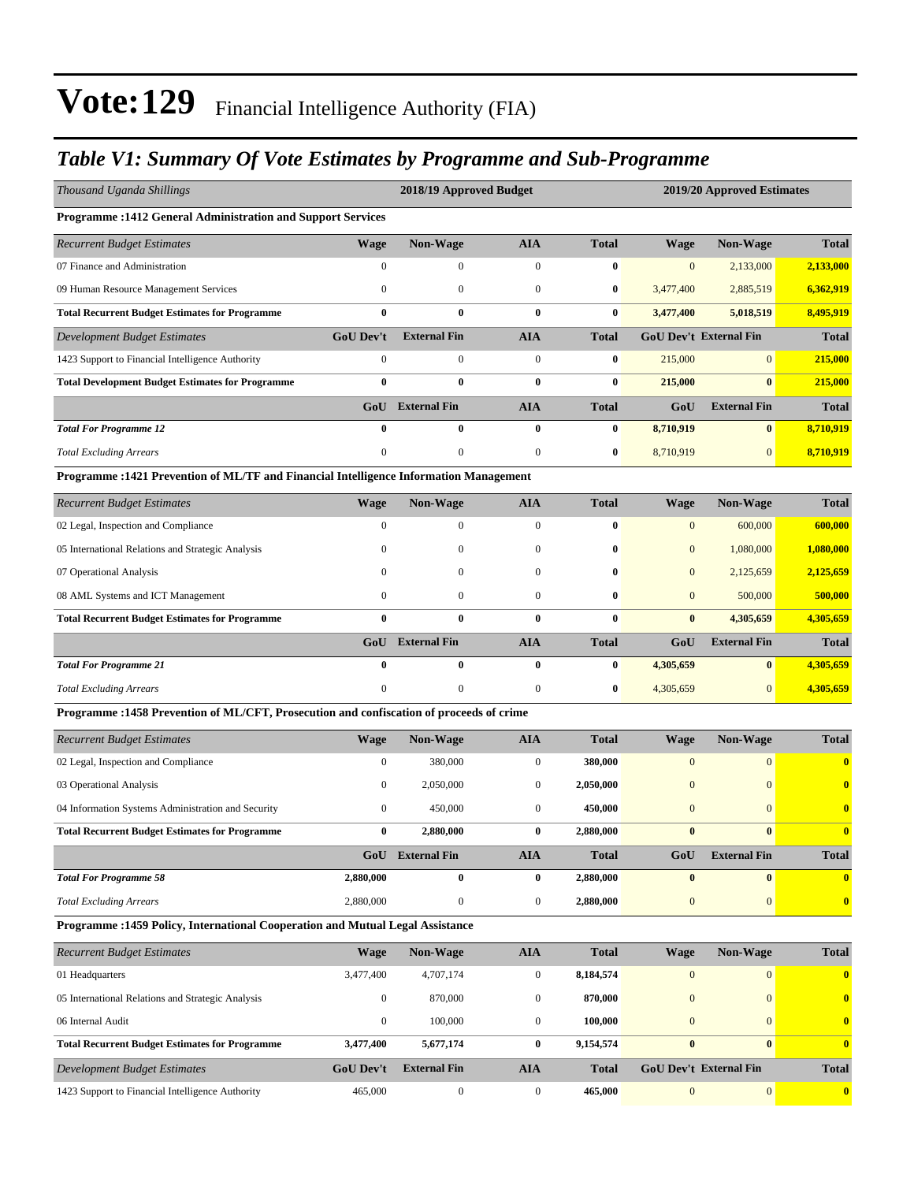# Vote:129 Financial Intelligence Authority (FIA)

## *Table V1: Summary Of Vote Estimates by Programme and Sub-Programme*

| *Thousand Uganda Shillings* | 2018/19 Approved Budget | | | | 2019/20 Approved Estimates | | |
|---|---|---|---|---|---|---|---|
| **Programme :1412 General Administration and Support Services** | | | | | | | |
| *Recurrent Budget Estimates* | **Wage** | **Non-Wage** | **AIA** | **Total** | **Wage** | **Non-Wage** | **Total** |
| 07 Finance and Administration | 0 | 0 | 0 | **0** | 0 | 2,133,000 | **2,133,000** |
| 09 Human Resource Management Services | 0 | 0 | 0 | **0** | 3,477,400 | 2,885,519 | **6,362,919** |
| **Total Recurrent Budget Estimates for Programme** | **0** | **0** | **0** | **0** | **3,477,400** | **5,018,519** | **8,495,919** |
| *Development Budget Estimates* | **GoU Dev't** | **External Fin** | **AIA** | **Total** | **GoU Dev't** | **External Fin** | **Total** |
| 1423 Support to Financial Intelligence Authority | 0 | 0 | 0 | **0** | 215,000 | 0 | **215,000** |
| **Total Development Budget Estimates for Programme** | **0** | **0** | **0** | **0** | **215,000** | **0** | **215,000** |
| | **GoU** | **External Fin** | **AIA** | **Total** | **GoU** | **External Fin** | **Total** |
| ***Total For Programme 12*** | **0** | **0** | **0** | **0** | **8,710,919** | **0** | **8,710,919** |
| *Total Excluding Arrears* | 0 | 0 | 0 | **0** | 8,710,919 | 0 | **8,710,919** |
| **Programme :1421 Prevention of ML/TF and Financial Intelligence Information Management** | | | | | | | |
| *Recurrent Budget Estimates* | **Wage** | **Non-Wage** | **AIA** | **Total** | **Wage** | **Non-Wage** | **Total** |
| 02 Legal, Inspection and Compliance | 0 | 0 | 0 | **0** | 0 | 600,000 | **600,000** |
| 05 International Relations and Strategic Analysis | 0 | 0 | 0 | **0** | 0 | 1,080,000 | **1,080,000** |
| 07 Operational Analysis | 0 | 0 | 0 | **0** | 0 | 2,125,659 | **2,125,659** |
| 08 AML Systems and ICT Management | 0 | 0 | 0 | **0** | 0 | 500,000 | **500,000** |
| **Total Recurrent Budget Estimates for Programme** | **0** | **0** | **0** | **0** | **0** | **4,305,659** | **4,305,659** |
| | **GoU** | **External Fin** | **AIA** | **Total** | **GoU** | **External Fin** | **Total** |
| ***Total For Programme 21*** | **0** | **0** | **0** | **0** | **4,305,659** | **0** | **4,305,659** |
| *Total Excluding Arrears* | 0 | 0 | 0 | **0** | 4,305,659 | 0 | **4,305,659** |
| **Programme :1458 Prevention of ML/CFT, Prosecution and confiscation of proceeds of crime** | | | | | | | |
| *Recurrent Budget Estimates* | **Wage** | **Non-Wage** | **AIA** | **Total** | **Wage** | **Non-Wage** | **Total** |
| 02 Legal, Inspection and Compliance | 0 | 380,000 | 0 | **380,000** | 0 | 0 | **0** |
| 03 Operational Analysis | 0 | 2,050,000 | 0 | **2,050,000** | 0 | 0 | **0** |
| 04 Information Systems Administration and Security | 0 | 450,000 | 0 | **450,000** | 0 | 0 | **0** |
| **Total Recurrent Budget Estimates for Programme** | **0** | **2,880,000** | **0** | **2,880,000** | **0** | **0** | **0** |
| | **GoU** | **External Fin** | **AIA** | **Total** | **GoU** | **External Fin** | **Total** |
| ***Total For Programme 58*** | **2,880,000** | **0** | **0** | **2,880,000** | **0** | **0** | **0** |
| *Total Excluding Arrears* | 2,880,000 | 0 | 0 | **2,880,000** | 0 | 0 | **0** |
| **Programme :1459 Policy, International Cooperation and Mutual Legal Assistance** | | | | | | | |
| *Recurrent Budget Estimates* | **Wage** | **Non-Wage** | **AIA** | **Total** | **Wage** | **Non-Wage** | **Total** |
| 01 Headquarters | 3,477,400 | 4,707,174 | 0 | **8,184,574** | 0 | 0 | **0** |
| 05 International Relations and Strategic Analysis | 0 | 870,000 | 0 | **870,000** | 0 | 0 | **0** |
| 06 Internal Audit | 0 | 100,000 | 0 | **100,000** | 0 | 0 | **0** |
| **Total Recurrent Budget Estimates for Programme** | **3,477,400** | **5,677,174** | **0** | **9,154,574** | **0** | **0** | **0** |
| *Development Budget Estimates* | **GoU Dev't** | **External Fin** | **AIA** | **Total** | **GoU Dev't** | **External Fin** | **Total** |
| 1423 Support to Financial Intelligence Authority | 465,000 | 0 | 0 | **465,000** | 0 | 0 | **0** |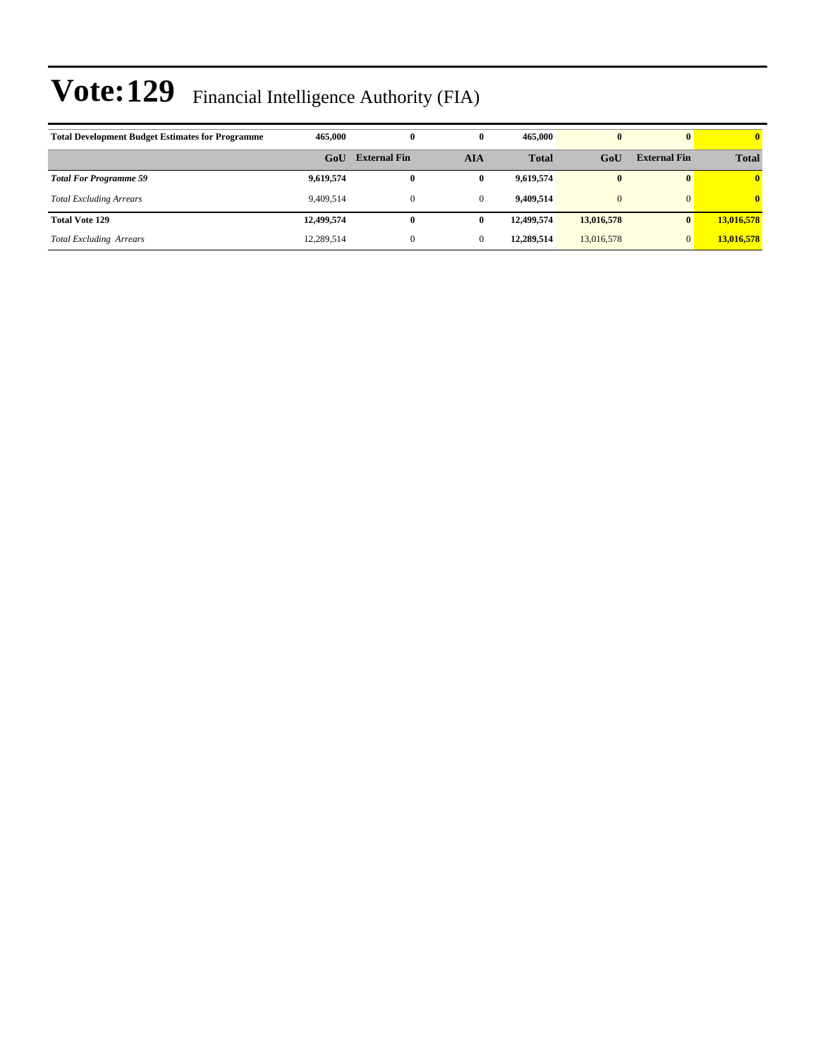# Vote:129 Financial Intelligence Authority (FIA)

| Total Development Budget Estimates for Programme | 465,000 | 0 | 0 | 465,000 | 0 | 0 | 0 |
|---|---|---|---|---|---|---|---|
| | **GoU** | **External Fin** | **AIA** | **Total** | **GoU** | **External Fin** | **Total** |
| ***Total For Programme 59*** | **9,619,574** | **0** | **0** | **9,619,574** | **0** | **0** | **0** |
| *Total Excluding Arrears* | 9,409,514 | 0 | 0 | **9,409,514** | 0 | 0 | **0** |
| **Total Vote 129** | **12,499,574** | **0** | **0** | **12,499,574** | **13,016,578** | **0** | **13,016,578** |
| *Total Excluding Arrears* | 12,289,514 | 0 | 0 | **12,289,514** | 13,016,578 | 0 | **13,016,578** |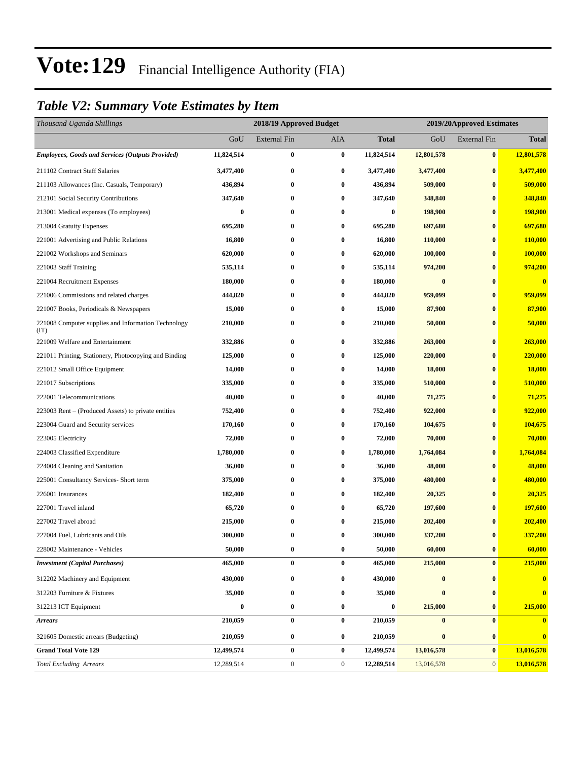# Vote:129 Financial Intelligence Authority (FIA)

## *Table V2: Summary Vote Estimates by Item*

| *Thousand Uganda Shillings* | 2018/19 Approved Budget | | | | 2019/20Approved Estimates | | |
|---|---|---|---|---|---|---|---|
| | GoU | External Fin | AIA | **Total** | GoU | External Fin | **Total** |
| ***Employees, Goods and Services (Outputs Provided)*** | **11,824,514** | **0** | **0** | **11,824,514** | **12,801,578** | **0** | **12,801,578** |
| 211102 Contract Staff Salaries | **3,477,400** | **0** | **0** | **3,477,400** | **3,477,400** | **0** | **3,477,400** |
| 211103 Allowances (Inc. Casuals, Temporary) | **436,894** | **0** | **0** | **436,894** | **509,000** | **0** | **509,000** |
| 212101 Social Security Contributions | **347,640** | **0** | **0** | **347,640** | **348,840** | **0** | **348,840** |
| 213001 Medical expenses (To employees) | **0** | **0** | **0** | **0** | **198,900** | **0** | **198,900** |
| 213004 Gratuity Expenses | **695,280** | **0** | **0** | **695,280** | **697,680** | **0** | **697,680** |
| 221001 Advertising and Public Relations | **16,800** | **0** | **0** | **16,800** | **110,000** | **0** | **110,000** |
| 221002 Workshops and Seminars | **620,000** | **0** | **0** | **620,000** | **100,000** | **0** | **100,000** |
| 221003 Staff Training | **535,114** | **0** | **0** | **535,114** | **974,200** | **0** | **974,200** |
| 221004 Recruitment Expenses | **180,000** | **0** | **0** | **180,000** | **0** | **0** | **0** |
| 221006 Commissions and related charges | **444,820** | **0** | **0** | **444,820** | **959,099** | **0** | **959,099** |
| 221007 Books, Periodicals & Newspapers | **15,000** | **0** | **0** | **15,000** | **87,900** | **0** | **87,900** |
| 221008 Computer supplies and Information Technology (IT) | **210,000** | **0** | **0** | **210,000** | **50,000** | **0** | **50,000** |
| 221009 Welfare and Entertainment | **332,886** | **0** | **0** | **332,886** | **263,000** | **0** | **263,000** |
| 221011 Printing, Stationery, Photocopying and Binding | **125,000** | **0** | **0** | **125,000** | **220,000** | **0** | **220,000** |
| 221012 Small Office Equipment | **14,000** | **0** | **0** | **14,000** | **18,000** | **0** | **18,000** |
| 221017 Subscriptions | **335,000** | **0** | **0** | **335,000** | **510,000** | **0** | **510,000** |
| 222001 Telecommunications | **40,000** | **0** | **0** | **40,000** | **71,275** | **0** | **71,275** |
| 223003 Rent – (Produced Assets) to private entities | **752,400** | **0** | **0** | **752,400** | **922,000** | **0** | **922,000** |
| 223004 Guard and Security services | **170,160** | **0** | **0** | **170,160** | **104,675** | **0** | **104,675** |
| 223005 Electricity | **72,000** | **0** | **0** | **72,000** | **70,000** | **0** | **70,000** |
| 224003 Classified Expenditure | **1,780,000** | **0** | **0** | **1,780,000** | **1,764,084** | **0** | **1,764,084** |
| 224004 Cleaning and Sanitation | **36,000** | **0** | **0** | **36,000** | **48,000** | **0** | **48,000** |
| 225001 Consultancy Services- Short term | **375,000** | **0** | **0** | **375,000** | **480,000** | **0** | **480,000** |
| 226001 Insurances | **182,400** | **0** | **0** | **182,400** | **20,325** | **0** | **20,325** |
| 227001 Travel inland | **65,720** | **0** | **0** | **65,720** | **197,600** | **0** | **197,600** |
| 227002 Travel abroad | **215,000** | **0** | **0** | **215,000** | **202,400** | **0** | **202,400** |
| 227004 Fuel, Lubricants and Oils | **300,000** | **0** | **0** | **300,000** | **337,200** | **0** | **337,200** |
| 228002 Maintenance - Vehicles | **50,000** | **0** | **0** | **50,000** | **60,000** | **0** | **60,000** |
| ***Investment (Capital Purchases)*** | **465,000** | **0** | **0** | **465,000** | **215,000** | **0** | **215,000** |
| 312202 Machinery and Equipment | **430,000** | **0** | **0** | **430,000** | **0** | **0** | **0** |
| 312203 Furniture & Fixtures | **35,000** | **0** | **0** | **35,000** | **0** | **0** | **0** |
| 312213 ICT Equipment | **0** | **0** | **0** | **0** | **215,000** | **0** | **215,000** |
| ***Arrears*** | **210,059** | **0** | **0** | **210,059** | **0** | **0** | **0** |
| 321605 Domestic arrears (Budgeting) | **210,059** | **0** | **0** | **210,059** | **0** | **0** | **0** |
| **Grand Total Vote 129** | **12,499,574** | **0** | **0** | **12,499,574** | **13,016,578** | **0** | **13,016,578** |
| *Total Excluding Arrears* | 12,289,514 | 0 | 0 | **12,289,514** | 13,016,578 | 0 | **13,016,578** |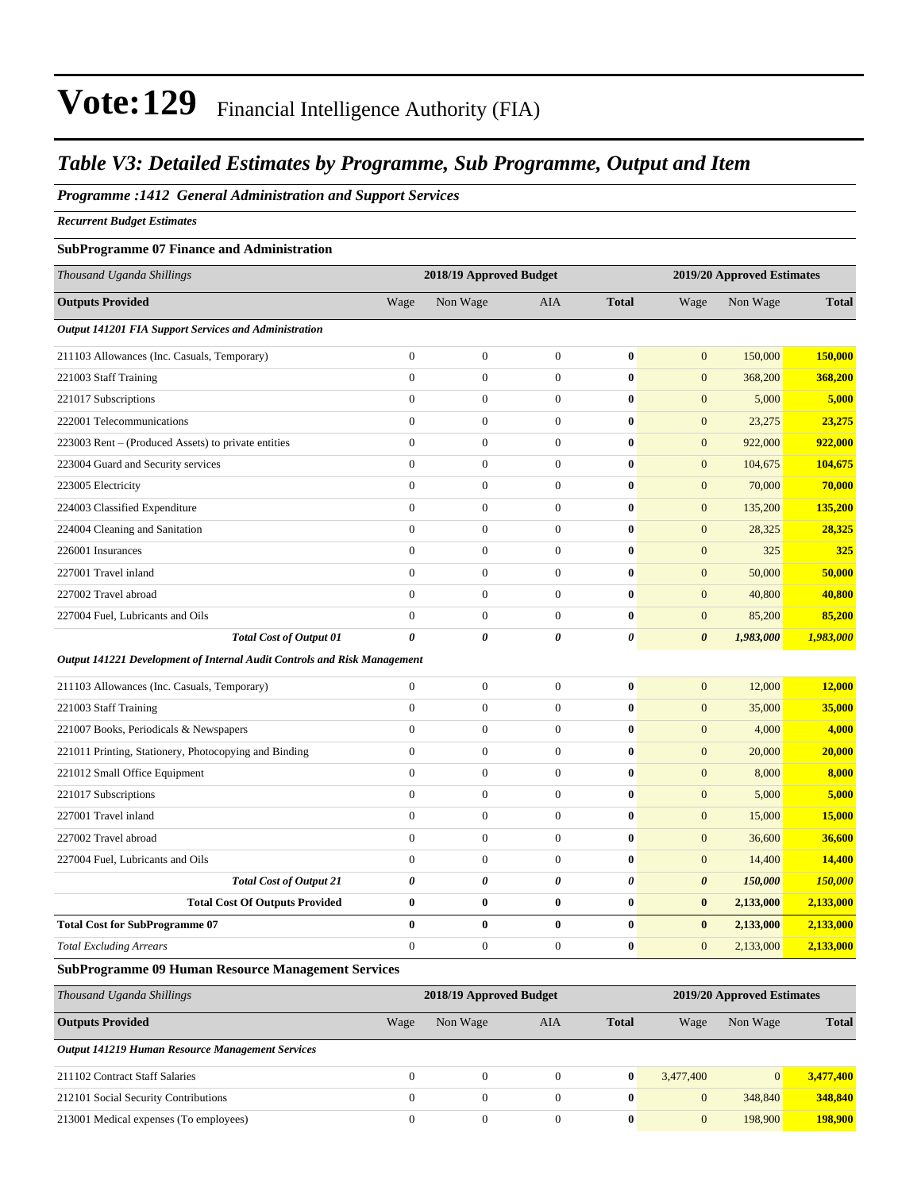# Vote:129 Financial Intelligence Authority (FIA)

## *Table V3: Detailed Estimates by Programme, Sub Programme, Output and Item*

### *Programme :1412 General Administration and Support Services*

***Recurrent Budget Estimates***

**SubProgramme 07 Finance and Administration**

| *Thousand Uganda Shillings* | 2018/19 Approved Budget | | | | 2019/20 Approved Estimates | | |
|---|---|---|---|---|---|---|---|
| **Outputs Provided** | Wage | Non Wage | AIA | **Total** | Wage | Non Wage | **Total** |
| ***Output 141201 FIA Support Services and Administration*** | | | | | | | |
| 211103 Allowances (Inc. Casuals, Temporary) | 0 | 0 | 0 | **0** | 0 | 150,000 | **150,000** |
| 221003 Staff Training | 0 | 0 | 0 | **0** | 0 | 368,200 | **368,200** |
| 221017 Subscriptions | 0 | 0 | 0 | **0** | 0 | 5,000 | **5,000** |
| 222001 Telecommunications | 0 | 0 | 0 | **0** | 0 | 23,275 | **23,275** |
| 223003 Rent – (Produced Assets) to private entities | 0 | 0 | 0 | **0** | 0 | 922,000 | **922,000** |
| 223004 Guard and Security services | 0 | 0 | 0 | **0** | 0 | 104,675 | **104,675** |
| 223005 Electricity | 0 | 0 | 0 | **0** | 0 | 70,000 | **70,000** |
| 224003 Classified Expenditure | 0 | 0 | 0 | **0** | 0 | 135,200 | **135,200** |
| 224004 Cleaning and Sanitation | 0 | 0 | 0 | **0** | 0 | 28,325 | **28,325** |
| 226001 Insurances | 0 | 0 | 0 | **0** | 0 | 325 | **325** |
| 227001 Travel inland | 0 | 0 | 0 | **0** | 0 | 50,000 | **50,000** |
| 227002 Travel abroad | 0 | 0 | 0 | **0** | 0 | 40,800 | **40,800** |
| 227004 Fuel, Lubricants and Oils | 0 | 0 | 0 | **0** | 0 | 85,200 | **85,200** |
| ***Total Cost of Output 01*** | ***0*** | ***0*** | ***0*** | ***0*** | ***0*** | ***1,983,000*** | ***1,983,000*** |
| ***Output 141221 Development of Internal Audit Controls and Risk Management*** | | | | | | | |
| 211103 Allowances (Inc. Casuals, Temporary) | 0 | 0 | 0 | **0** | 0 | 12,000 | **12,000** |
| 221003 Staff Training | 0 | 0 | 0 | **0** | 0 | 35,000 | **35,000** |
| 221007 Books, Periodicals & Newspapers | 0 | 0 | 0 | **0** | 0 | 4,000 | **4,000** |
| 221011 Printing, Stationery, Photocopying and Binding | 0 | 0 | 0 | **0** | 0 | 20,000 | **20,000** |
| 221012 Small Office Equipment | 0 | 0 | 0 | **0** | 0 | 8,000 | **8,000** |
| 221017 Subscriptions | 0 | 0 | 0 | **0** | 0 | 5,000 | **5,000** |
| 227001 Travel inland | 0 | 0 | 0 | **0** | 0 | 15,000 | **15,000** |
| 227002 Travel abroad | 0 | 0 | 0 | **0** | 0 | 36,600 | **36,600** |
| 227004 Fuel, Lubricants and Oils | 0 | 0 | 0 | **0** | 0 | 14,400 | **14,400** |
| ***Total Cost of Output 21*** | ***0*** | ***0*** | ***0*** | ***0*** | ***0*** | ***150,000*** | ***150,000*** |
| **Total Cost Of Outputs Provided** | **0** | **0** | **0** | **0** | **0** | **2,133,000** | **2,133,000** |
| **Total Cost for SubProgramme 07** | **0** | **0** | **0** | **0** | **0** | **2,133,000** | **2,133,000** |
| *Total Excluding Arrears* | 0 | 0 | 0 | **0** | 0 | 2,133,000 | **2,133,000** |

**SubProgramme 09 Human Resource Management Services**

| *Thousand Uganda Shillings* | 2018/19 Approved Budget | | | | 2019/20 Approved Estimates | | |
|---|---|---|---|---|---|---|---|
| **Outputs Provided** | Wage | Non Wage | AIA | **Total** | Wage | Non Wage | **Total** |
| ***Output 141219 Human Resource Management Services*** | | | | | | | |
| 211102 Contract Staff Salaries | 0 | 0 | 0 | **0** | 3,477,400 | 0 | **3,477,400** |
| 212101 Social Security Contributions | 0 | 0 | 0 | **0** | 0 | 348,840 | **348,840** |
| 213001 Medical expenses (To employees) | 0 | 0 | 0 | **0** | 0 | 198,900 | **198,900** |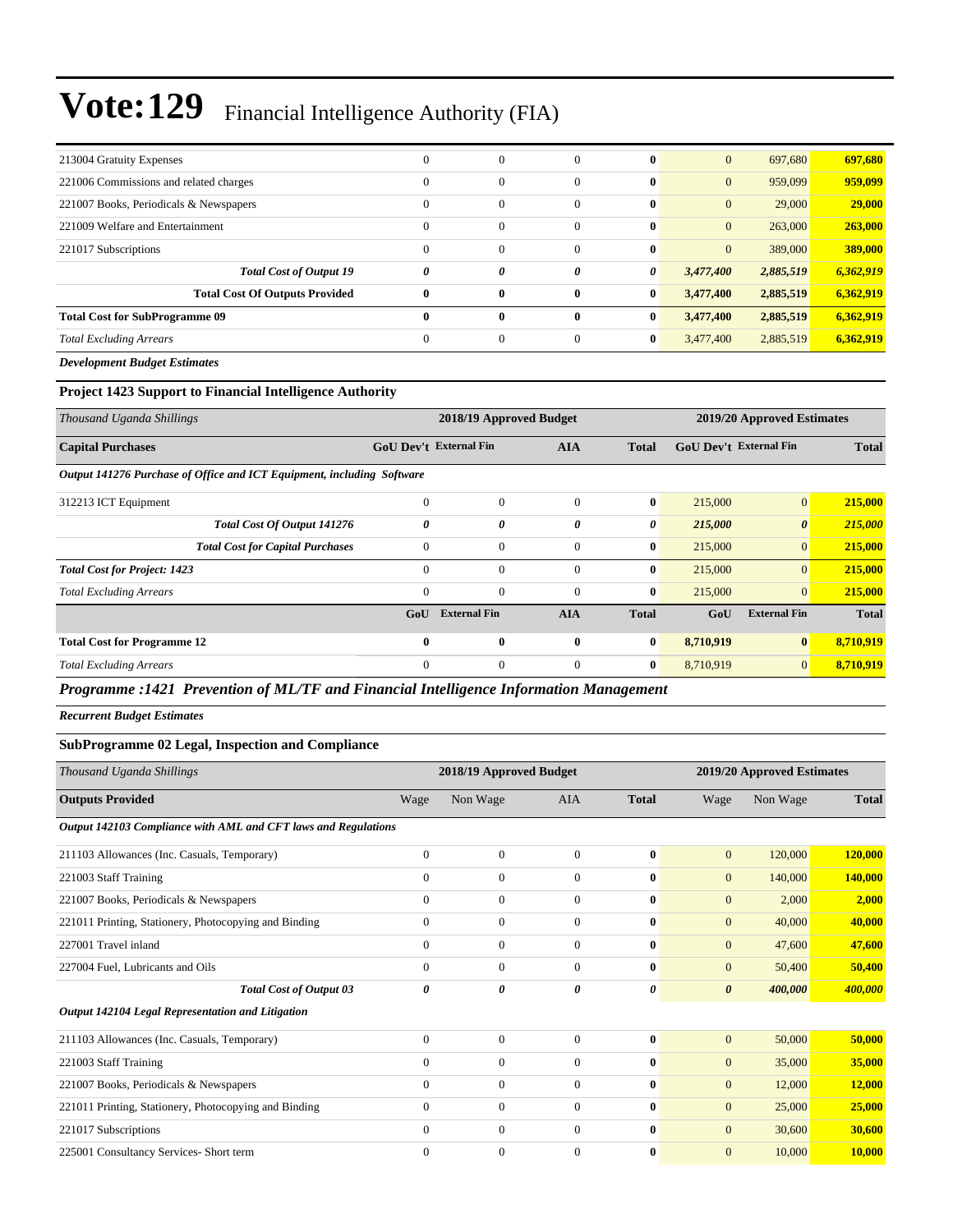# Vote:129 Financial Intelligence Authority (FIA)

| | | | | | | | |
|---|---|---|---|---|---|---|---|
| 213004 Gratuity Expenses | 0 | 0 | 0 | **0** | 0 | 697,680 | **697,680** |
| 221006 Commissions and related charges | 0 | 0 | 0 | **0** | 0 | 959,099 | **959,099** |
| 221007 Books, Periodicals & Newspapers | 0 | 0 | 0 | **0** | 0 | 29,000 | **29,000** |
| 221009 Welfare and Entertainment | 0 | 0 | 0 | **0** | 0 | 263,000 | **263,000** |
| 221017 Subscriptions | 0 | 0 | 0 | **0** | 0 | 389,000 | **389,000** |
| ***Total Cost of Output 19*** | ***0*** | ***0*** | ***0*** | ***0*** | ***3,477,400*** | ***2,885,519*** | ***6,362,919*** |
| **Total Cost Of Outputs Provided** | **0** | **0** | **0** | **0** | **3,477,400** | **2,885,519** | **6,362,919** |
| **Total Cost for SubProgramme 09** | **0** | **0** | **0** | **0** | **3,477,400** | **2,885,519** | **6,362,919** |
| *Total Excluding Arrears* | 0 | 0 | 0 | **0** | 3,477,400 | 2,885,519 | **6,362,919** |

***Development Budget Estimates***

### Project 1423 Support to Financial Intelligence Authority

| *Thousand Uganda Shillings* | 2018/19 Approved Budget | | | | 2019/20 Approved Estimates | | |
|---|---|---|---|---|---|---|---|
| **Capital Purchases** | **GoU Dev't** | **External Fin** | **AIA** | **Total** | **GoU Dev't** | **External Fin** | **Total** |
| ***Output 141276 Purchase of Office and ICT Equipment, including Software*** | | | | | | | |
| 312213 ICT Equipment | 0 | 0 | 0 | **0** | 215,000 | 0 | **215,000** |
| ***Total Cost Of Output 141276*** | ***0*** | ***0*** | ***0*** | ***0*** | ***215,000*** | ***0*** | ***215,000*** |
| ***Total Cost for Capital Purchases*** | 0 | 0 | 0 | **0** | 215,000 | 0 | **215,000** |
| ***Total Cost for Project: 1423*** | 0 | 0 | 0 | **0** | 215,000 | 0 | **215,000** |
| *Total Excluding Arrears* | 0 | 0 | 0 | **0** | 215,000 | 0 | **215,000** |
| | **GoU** | **External Fin** | **AIA** | **Total** | **GoU** | **External Fin** | **Total** |
| **Total Cost for Programme 12** | **0** | **0** | **0** | **0** | **8,710,919** | **0** | **8,710,919** |
| *Total Excluding Arrears* | 0 | 0 | 0 | **0** | 8,710,919 | 0 | **8,710,919** |

## *Programme :1421 Prevention of ML/TF and Financial Intelligence Information Management*

***Recurrent Budget Estimates***

### SubProgramme 02 Legal, Inspection and Compliance

| *Thousand Uganda Shillings* | 2018/19 Approved Budget | | | | 2019/20 Approved Estimates | | |
|---|---|---|---|---|---|---|---|
| **Outputs Provided** | Wage | Non Wage | AIA | **Total** | Wage | Non Wage | **Total** |
| ***Output 142103 Compliance with AML and CFT laws and Regulations*** | | | | | | | |
| 211103 Allowances (Inc. Casuals, Temporary) | 0 | 0 | 0 | **0** | 0 | 120,000 | **120,000** |
| 221003 Staff Training | 0 | 0 | 0 | **0** | 0 | 140,000 | **140,000** |
| 221007 Books, Periodicals & Newspapers | 0 | 0 | 0 | **0** | 0 | 2,000 | **2,000** |
| 221011 Printing, Stationery, Photocopying and Binding | 0 | 0 | 0 | **0** | 0 | 40,000 | **40,000** |
| 227001 Travel inland | 0 | 0 | 0 | **0** | 0 | 47,600 | **47,600** |
| 227004 Fuel, Lubricants and Oils | 0 | 0 | 0 | **0** | 0 | 50,400 | **50,400** |
| ***Total Cost of Output 03*** | ***0*** | ***0*** | ***0*** | ***0*** | ***0*** | ***400,000*** | ***400,000*** |
| ***Output 142104 Legal Representation and Litigation*** | | | | | | | |
| 211103 Allowances (Inc. Casuals, Temporary) | 0 | 0 | 0 | **0** | 0 | 50,000 | **50,000** |
| 221003 Staff Training | 0 | 0 | 0 | **0** | 0 | 35,000 | **35,000** |
| 221007 Books, Periodicals & Newspapers | 0 | 0 | 0 | **0** | 0 | 12,000 | **12,000** |
| 221011 Printing, Stationery, Photocopying and Binding | 0 | 0 | 0 | **0** | 0 | 25,000 | **25,000** |
| 221017 Subscriptions | 0 | 0 | 0 | **0** | 0 | 30,600 | **30,600** |
| 225001 Consultancy Services- Short term | 0 | 0 | 0 | **0** | 0 | 10,000 | **10,000** |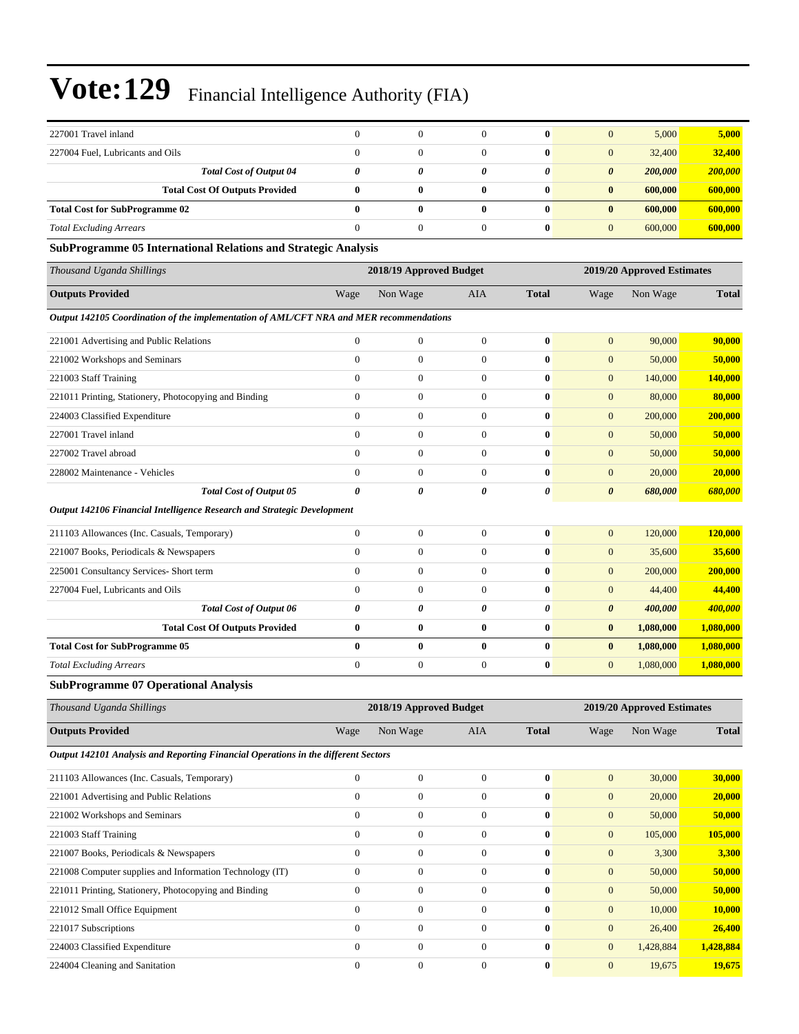| | Wage | Non Wage | AIA | Total | Wage | Non Wage | Total |
|---|---|---|---|---|---|---|---|
| 227001 Travel inland | 0 | 0 | 0 | **0** | 0 | 5,000 | **5,000** |
| 227004 Fuel, Lubricants and Oils | 0 | 0 | 0 | **0** | 0 | 32,400 | **32,400** |
| ***Total Cost of Output 04*** | ***0*** | ***0*** | ***0*** | ***0*** | ***0*** | ***200,000*** | ***200,000*** |
| **Total Cost Of Outputs Provided** | **0** | **0** | **0** | **0** | **0** | **600,000** | **600,000** |
| **Total Cost for SubProgramme 02** | **0** | **0** | **0** | **0** | **0** | **600,000** | **600,000** |
| *Total Excluding Arrears* | 0 | 0 | 0 | **0** | 0 | 600,000 | **600,000** |

### SubProgramme 05 International Relations and Strategic Analysis

| *Thousand Uganda Shillings* | 2018/19 Approved Budget | | | | 2019/20 Approved Estimates | | |
|---|---|---|---|---|---|---|---|
| **Outputs Provided** | Wage | Non Wage | AIA | **Total** | Wage | Non Wage | **Total** |
| ***Output 142105 Coordination of the implementation of AML/CFT NRA and MER recommendations*** | | | | | | | |
| 221001 Advertising and Public Relations | 0 | 0 | 0 | **0** | 0 | 90,000 | **90,000** |
| 221002 Workshops and Seminars | 0 | 0 | 0 | **0** | 0 | 50,000 | **50,000** |
| 221003 Staff Training | 0 | 0 | 0 | **0** | 0 | 140,000 | **140,000** |
| 221011 Printing, Stationery, Photocopying and Binding | 0 | 0 | 0 | **0** | 0 | 80,000 | **80,000** |
| 224003 Classified Expenditure | 0 | 0 | 0 | **0** | 0 | 200,000 | **200,000** |
| 227001 Travel inland | 0 | 0 | 0 | **0** | 0 | 50,000 | **50,000** |
| 227002 Travel abroad | 0 | 0 | 0 | **0** | 0 | 50,000 | **50,000** |
| 228002 Maintenance - Vehicles | 0 | 0 | 0 | **0** | 0 | 20,000 | **20,000** |
| ***Total Cost of Output 05*** | ***0*** | ***0*** | ***0*** | ***0*** | ***0*** | ***680,000*** | ***680,000*** |
| ***Output 142106 Financial Intelligence Research and Strategic Development*** | | | | | | | |
| 211103 Allowances (Inc. Casuals, Temporary) | 0 | 0 | 0 | **0** | 0 | 120,000 | **120,000** |
| 221007 Books, Periodicals & Newspapers | 0 | 0 | 0 | **0** | 0 | 35,600 | **35,600** |
| 225001 Consultancy Services- Short term | 0 | 0 | 0 | **0** | 0 | 200,000 | **200,000** |
| 227004 Fuel, Lubricants and Oils | 0 | 0 | 0 | **0** | 0 | 44,400 | **44,400** |
| ***Total Cost of Output 06*** | ***0*** | ***0*** | ***0*** | ***0*** | ***0*** | ***400,000*** | ***400,000*** |
| **Total Cost Of Outputs Provided** | **0** | **0** | **0** | **0** | **0** | **1,080,000** | **1,080,000** |
| **Total Cost for SubProgramme 05** | **0** | **0** | **0** | **0** | **0** | **1,080,000** | **1,080,000** |
| *Total Excluding Arrears* | 0 | 0 | 0 | **0** | 0 | 1,080,000 | **1,080,000** |

### SubProgramme 07 Operational Analysis

| *Thousand Uganda Shillings* | 2018/19 Approved Budget | | | | 2019/20 Approved Estimates | | |
|---|---|---|---|---|---|---|---|
| **Outputs Provided** | Wage | Non Wage | AIA | **Total** | Wage | Non Wage | **Total** |
| ***Output 142101 Analysis and Reporting Financial Operations in the different Sectors*** | | | | | | | |
| 211103 Allowances (Inc. Casuals, Temporary) | 0 | 0 | 0 | **0** | 0 | 30,000 | **30,000** |
| 221001 Advertising and Public Relations | 0 | 0 | 0 | **0** | 0 | 20,000 | **20,000** |
| 221002 Workshops and Seminars | 0 | 0 | 0 | **0** | 0 | 50,000 | **50,000** |
| 221003 Staff Training | 0 | 0 | 0 | **0** | 0 | 105,000 | **105,000** |
| 221007 Books, Periodicals & Newspapers | 0 | 0 | 0 | **0** | 0 | 3,300 | **3,300** |
| 221008 Computer supplies and Information Technology (IT) | 0 | 0 | 0 | **0** | 0 | 50,000 | **50,000** |
| 221011 Printing, Stationery, Photocopying and Binding | 0 | 0 | 0 | **0** | 0 | 50,000 | **50,000** |
| 221012 Small Office Equipment | 0 | 0 | 0 | **0** | 0 | 10,000 | **10,000** |
| 221017 Subscriptions | 0 | 0 | 0 | **0** | 0 | 26,400 | **26,400** |
| 224003 Classified Expenditure | 0 | 0 | 0 | **0** | 0 | 1,428,884 | **1,428,884** |
| 224004 Cleaning and Sanitation | 0 | 0 | 0 | **0** | 0 | 19,675 | **19,675** |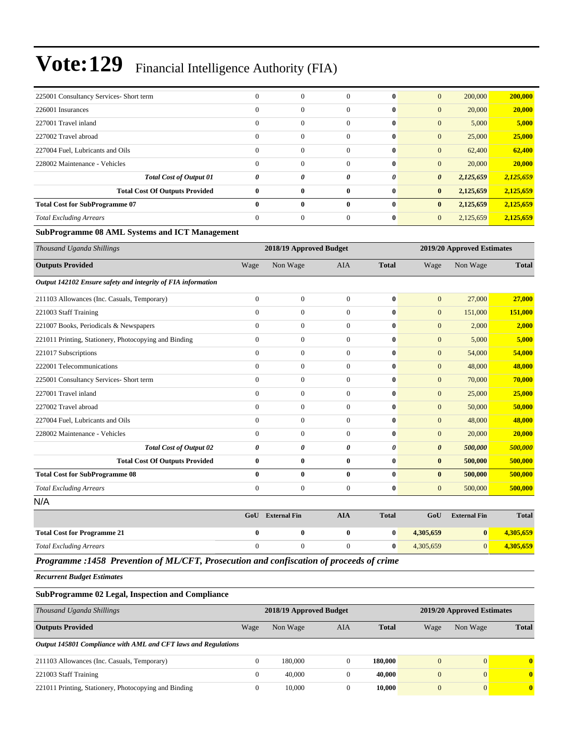| | | | | | | | |
|---|---|---|---|---|---|---|---|
| 225001 Consultancy Services- Short term | 0 | 0 | 0 | **0** | 0 | 200,000 | **200,000** |
| 226001 Insurances | 0 | 0 | 0 | **0** | 0 | 20,000 | **20,000** |
| 227001 Travel inland | 0 | 0 | 0 | **0** | 0 | 5,000 | **5,000** |
| 227002 Travel abroad | 0 | 0 | 0 | **0** | 0 | 25,000 | **25,000** |
| 227004 Fuel, Lubricants and Oils | 0 | 0 | 0 | **0** | 0 | 62,400 | **62,400** |
| 228002 Maintenance - Vehicles | 0 | 0 | 0 | **0** | 0 | 20,000 | **20,000** |
| ***Total Cost of Output 01*** | ***0*** | ***0*** | ***0*** | ***0*** | ***0*** | ***2,125,659*** | ***2,125,659*** |
| **Total Cost Of Outputs Provided** | **0** | **0** | **0** | **0** | **0** | **2,125,659** | **2,125,659** |
| **Total Cost for SubProgramme 07** | **0** | **0** | **0** | **0** | **0** | **2,125,659** | **2,125,659** |
| *Total Excluding Arrears* | 0 | 0 | 0 | **0** | 0 | 2,125,659 | **2,125,659** |

### SubProgramme 08 AML Systems and ICT Management

| *Thousand Uganda Shillings* | 2018/19 Approved Budget | | | | 2019/20 Approved Estimates | | |
|---|---|---|---|---|---|---|---|
| **Outputs Provided** | Wage | Non Wage | AIA | **Total** | Wage | Non Wage | **Total** |
| ***Output 142102 Ensure safety and integrity of FIA information*** | | | | | | | |
| 211103 Allowances (Inc. Casuals, Temporary) | 0 | 0 | 0 | **0** | 0 | 27,000 | **27,000** |
| 221003 Staff Training | 0 | 0 | 0 | **0** | 0 | 151,000 | **151,000** |
| 221007 Books, Periodicals & Newspapers | 0 | 0 | 0 | **0** | 0 | 2,000 | **2,000** |
| 221011 Printing, Stationery, Photocopying and Binding | 0 | 0 | 0 | **0** | 0 | 5,000 | **5,000** |
| 221017 Subscriptions | 0 | 0 | 0 | **0** | 0 | 54,000 | **54,000** |
| 222001 Telecommunications | 0 | 0 | 0 | **0** | 0 | 48,000 | **48,000** |
| 225001 Consultancy Services- Short term | 0 | 0 | 0 | **0** | 0 | 70,000 | **70,000** |
| 227001 Travel inland | 0 | 0 | 0 | **0** | 0 | 25,000 | **25,000** |
| 227002 Travel abroad | 0 | 0 | 0 | **0** | 0 | 50,000 | **50,000** |
| 227004 Fuel, Lubricants and Oils | 0 | 0 | 0 | **0** | 0 | 48,000 | **48,000** |
| 228002 Maintenance - Vehicles | 0 | 0 | 0 | **0** | 0 | 20,000 | **20,000** |
| ***Total Cost of Output 02*** | ***0*** | ***0*** | ***0*** | ***0*** | ***0*** | ***500,000*** | ***500,000*** |
| **Total Cost Of Outputs Provided** | **0** | **0** | **0** | **0** | **0** | **500,000** | **500,000** |
| **Total Cost for SubProgramme 08** | **0** | **0** | **0** | **0** | **0** | **500,000** | **500,000** |
| *Total Excluding Arrears* | 0 | 0 | 0 | **0** | 0 | 500,000 | **500,000** |

N/A

| | GoU | External Fin | AIA | Total | GoU | External Fin | Total |
|---|---|---|---|---|---|---|---|
| **Total Cost for Programme 21** | **0** | **0** | **0** | **0** | **4,305,659** | **0** | **4,305,659** |
| *Total Excluding Arrears* | 0 | 0 | 0 | **0** | 4,305,659 | 0 | **4,305,659** |

### *Programme :1458 Prevention of ML/CFT, Prosecution and confiscation of proceeds of crime*

***Recurrent Budget Estimates***

### SubProgramme 02 Legal, Inspection and Compliance

| *Thousand Uganda Shillings* | 2018/19 Approved Budget | | | | 2019/20 Approved Estimates | | |
|---|---|---|---|---|---|---|---|
| **Outputs Provided** | Wage | Non Wage | AIA | **Total** | Wage | Non Wage | **Total** |
| ***Output 145801 Compliance with AML and CFT laws and Regulations*** | | | | | | | |
| 211103 Allowances (Inc. Casuals, Temporary) | 0 | 180,000 | 0 | **180,000** | 0 | 0 | **0** |
| 221003 Staff Training | 0 | 40,000 | 0 | **40,000** | 0 | 0 | **0** |
| 221011 Printing, Stationery, Photocopying and Binding | 0 | 10,000 | 0 | **10,000** | 0 | 0 | **0** |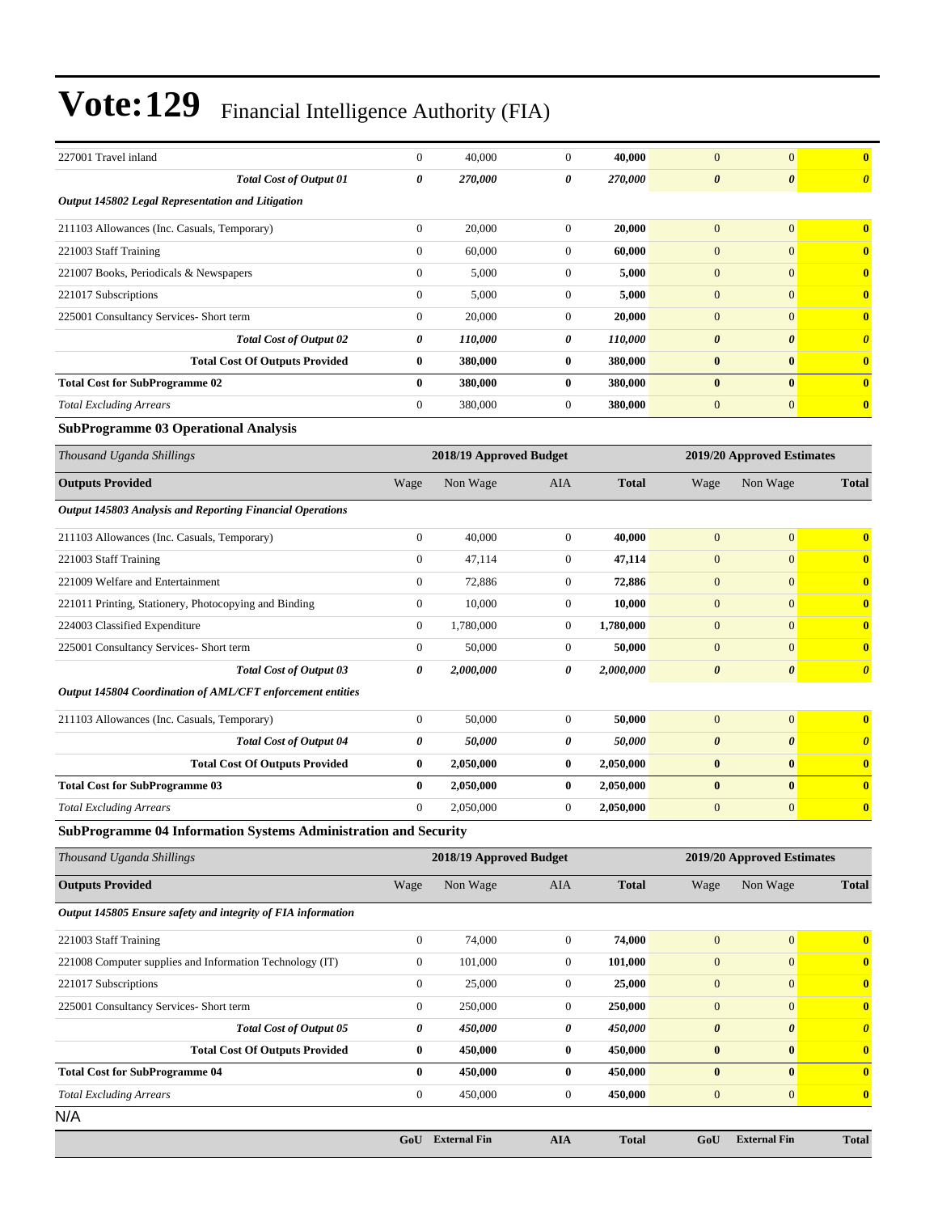| | | | | | | | |
|---|---|---|---|---|---|---|---|
| 227001 Travel inland | 0 | 40,000 | 0 | **40,000** | 0 | 0 | **0** |
| ***Total Cost of Output 01*** | ***0*** | ***270,000*** | ***0*** | ***270,000*** | ***0*** | ***0*** | ***0*** |
| ***Output 145802 Legal Representation and Litigation*** | | | | | | | |
| 211103 Allowances (Inc. Casuals, Temporary) | 0 | 20,000 | 0 | **20,000** | 0 | 0 | **0** |
| 221003 Staff Training | 0 | 60,000 | 0 | **60,000** | 0 | 0 | **0** |
| 221007 Books, Periodicals & Newspapers | 0 | 5,000 | 0 | **5,000** | 0 | 0 | **0** |
| 221017 Subscriptions | 0 | 5,000 | 0 | **5,000** | 0 | 0 | **0** |
| 225001 Consultancy Services- Short term | 0 | 20,000 | 0 | **20,000** | 0 | 0 | **0** |
| ***Total Cost of Output 02*** | ***0*** | ***110,000*** | ***0*** | ***110,000*** | ***0*** | ***0*** | ***0*** |
| **Total Cost Of Outputs Provided** | **0** | **380,000** | **0** | **380,000** | **0** | **0** | **0** |
| **Total Cost for SubProgramme 02** | **0** | **380,000** | **0** | **380,000** | **0** | **0** | **0** |
| *Total Excluding Arrears* | 0 | 380,000 | 0 | **380,000** | 0 | 0 | **0** |

**SubProgramme 03 Operational Analysis**

| *Thousand Uganda Shillings* | 2018/19 Approved Budget | | | | 2019/20 Approved Estimates | | |
|---|---|---|---|---|---|---|---|
| **Outputs Provided** | Wage | Non Wage | AIA | **Total** | Wage | Non Wage | **Total** |
| ***Output 145803 Analysis and Reporting Financial Operations*** | | | | | | | |
| 211103 Allowances (Inc. Casuals, Temporary) | 0 | 40,000 | 0 | **40,000** | 0 | 0 | **0** |
| 221003 Staff Training | 0 | 47,114 | 0 | **47,114** | 0 | 0 | **0** |
| 221009 Welfare and Entertainment | 0 | 72,886 | 0 | **72,886** | 0 | 0 | **0** |
| 221011 Printing, Stationery, Photocopying and Binding | 0 | 10,000 | 0 | **10,000** | 0 | 0 | **0** |
| 224003 Classified Expenditure | 0 | 1,780,000 | 0 | **1,780,000** | 0 | 0 | **0** |
| 225001 Consultancy Services- Short term | 0 | 50,000 | 0 | **50,000** | 0 | 0 | **0** |
| ***Total Cost of Output 03*** | ***0*** | ***2,000,000*** | ***0*** | ***2,000,000*** | ***0*** | ***0*** | ***0*** |
| ***Output 145804 Coordination of AML/CFT enforcement entities*** | | | | | | | |
| 211103 Allowances (Inc. Casuals, Temporary) | 0 | 50,000 | 0 | **50,000** | 0 | 0 | **0** |
| ***Total Cost of Output 04*** | ***0*** | ***50,000*** | ***0*** | ***50,000*** | ***0*** | ***0*** | ***0*** |
| **Total Cost Of Outputs Provided** | **0** | **2,050,000** | **0** | **2,050,000** | **0** | **0** | **0** |
| **Total Cost for SubProgramme 03** | **0** | **2,050,000** | **0** | **2,050,000** | **0** | **0** | **0** |
| *Total Excluding Arrears* | 0 | 2,050,000 | 0 | **2,050,000** | 0 | 0 | **0** |

**SubProgramme 04 Information Systems Administration and Security**

| *Thousand Uganda Shillings* | 2018/19 Approved Budget | | | | 2019/20 Approved Estimates | | |
|---|---|---|---|---|---|---|---|
| **Outputs Provided** | Wage | Non Wage | AIA | **Total** | Wage | Non Wage | **Total** |
| ***Output 145805 Ensure safety and integrity of FIA information*** | | | | | | | |
| 221003 Staff Training | 0 | 74,000 | 0 | **74,000** | 0 | 0 | **0** |
| 221008 Computer supplies and Information Technology (IT) | 0 | 101,000 | 0 | **101,000** | 0 | 0 | **0** |
| 221017 Subscriptions | 0 | 25,000 | 0 | **25,000** | 0 | 0 | **0** |
| 225001 Consultancy Services- Short term | 0 | 250,000 | 0 | **250,000** | 0 | 0 | **0** |
| ***Total Cost of Output 05*** | ***0*** | ***450,000*** | ***0*** | ***450,000*** | ***0*** | ***0*** | ***0*** |
| **Total Cost Of Outputs Provided** | **0** | **450,000** | **0** | **450,000** | **0** | **0** | **0** |
| **Total Cost for SubProgramme 04** | **0** | **450,000** | **0** | **450,000** | **0** | **0** | **0** |
| *Total Excluding Arrears* | 0 | 450,000 | 0 | **450,000** | 0 | 0 | **0** |

N/A

| | GoU | External Fin | AIA | Total | GoU | External Fin | Total |
|---|---|---|---|---|---|---|---|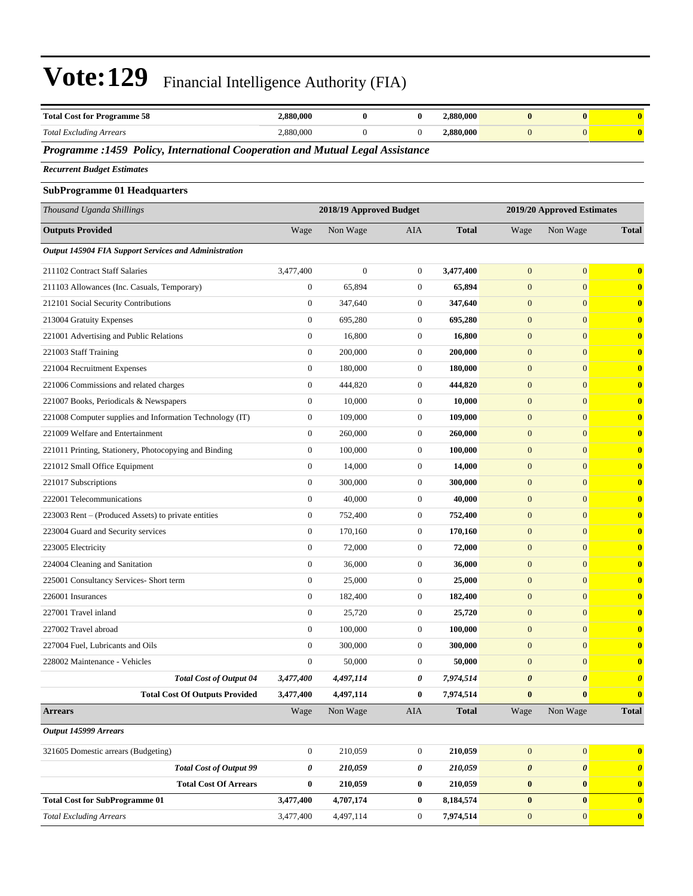# Vote:129 Financial Intelligence Authority (FIA)

| | | | | | | | |
|---|---|---|---|---|---|---|---|
| **Total Cost for Programme 58** | **2,880,000** | **0** | **0** | **2,880,000** | **0** | **0** | **0** |
| *Total Excluding Arrears* | 2,880,000 | 0 | 0 | **2,880,000** | 0 | 0 | **0** |

### *Programme :1459 Policy, International Cooperation and Mutual Legal Assistance*

***Recurrent Budget Estimates***

**SubProgramme 01 Headquarters**

| *Thousand Uganda Shillings* | 2018/19 Approved Budget | | | | 2019/20 Approved Estimates | | |
|---|---|---|---|---|---|---|---|
| **Outputs Provided** | Wage | Non Wage | AIA | **Total** | Wage | Non Wage | **Total** |
| ***Output 145904 FIA Support Services and Administration*** | | | | | | | |
| 211102 Contract Staff Salaries | 3,477,400 | 0 | 0 | **3,477,400** | 0 | 0 | **0** |
| 211103 Allowances (Inc. Casuals, Temporary) | 0 | 65,894 | 0 | **65,894** | 0 | 0 | **0** |
| 212101 Social Security Contributions | 0 | 347,640 | 0 | **347,640** | 0 | 0 | **0** |
| 213004 Gratuity Expenses | 0 | 695,280 | 0 | **695,280** | 0 | 0 | **0** |
| 221001 Advertising and Public Relations | 0 | 16,800 | 0 | **16,800** | 0 | 0 | **0** |
| 221003 Staff Training | 0 | 200,000 | 0 | **200,000** | 0 | 0 | **0** |
| 221004 Recruitment Expenses | 0 | 180,000 | 0 | **180,000** | 0 | 0 | **0** |
| 221006 Commissions and related charges | 0 | 444,820 | 0 | **444,820** | 0 | 0 | **0** |
| 221007 Books, Periodicals & Newspapers | 0 | 10,000 | 0 | **10,000** | 0 | 0 | **0** |
| 221008 Computer supplies and Information Technology (IT) | 0 | 109,000 | 0 | **109,000** | 0 | 0 | **0** |
| 221009 Welfare and Entertainment | 0 | 260,000 | 0 | **260,000** | 0 | 0 | **0** |
| 221011 Printing, Stationery, Photocopying and Binding | 0 | 100,000 | 0 | **100,000** | 0 | 0 | **0** |
| 221012 Small Office Equipment | 0 | 14,000 | 0 | **14,000** | 0 | 0 | **0** |
| 221017 Subscriptions | 0 | 300,000 | 0 | **300,000** | 0 | 0 | **0** |
| 222001 Telecommunications | 0 | 40,000 | 0 | **40,000** | 0 | 0 | **0** |
| 223003 Rent – (Produced Assets) to private entities | 0 | 752,400 | 0 | **752,400** | 0 | 0 | **0** |
| 223004 Guard and Security services | 0 | 170,160 | 0 | **170,160** | 0 | 0 | **0** |
| 223005 Electricity | 0 | 72,000 | 0 | **72,000** | 0 | 0 | **0** |
| 224004 Cleaning and Sanitation | 0 | 36,000 | 0 | **36,000** | 0 | 0 | **0** |
| 225001 Consultancy Services- Short term | 0 | 25,000 | 0 | **25,000** | 0 | 0 | **0** |
| 226001 Insurances | 0 | 182,400 | 0 | **182,400** | 0 | 0 | **0** |
| 227001 Travel inland | 0 | 25,720 | 0 | **25,720** | 0 | 0 | **0** |
| 227002 Travel abroad | 0 | 100,000 | 0 | **100,000** | 0 | 0 | **0** |
| 227004 Fuel, Lubricants and Oils | 0 | 300,000 | 0 | **300,000** | 0 | 0 | **0** |
| 228002 Maintenance - Vehicles | 0 | 50,000 | 0 | **50,000** | 0 | 0 | **0** |
| ***Total Cost of Output 04*** | ***3,477,400*** | ***4,497,114*** | ***0*** | ***7,974,514*** | ***0*** | ***0*** | ***0*** |
| **Total Cost Of Outputs Provided** | **3,477,400** | **4,497,114** | **0** | **7,974,514** | **0** | **0** | **0** |
| **Arrears** | Wage | Non Wage | AIA | **Total** | Wage | Non Wage | **Total** |
| ***Output 145999 Arrears*** | | | | | | | |
| 321605 Domestic arrears (Budgeting) | 0 | 210,059 | 0 | **210,059** | 0 | 0 | **0** |
| ***Total Cost of Output 99*** | ***0*** | ***210,059*** | ***0*** | ***210,059*** | ***0*** | ***0*** | ***0*** |
| **Total Cost Of Arrears** | **0** | **210,059** | **0** | **210,059** | **0** | **0** | **0** |
| **Total Cost for SubProgramme 01** | **3,477,400** | **4,707,174** | **0** | **8,184,574** | **0** | **0** | **0** |
| *Total Excluding Arrears* | 3,477,400 | 4,497,114 | 0 | **7,974,514** | 0 | 0 | **0** |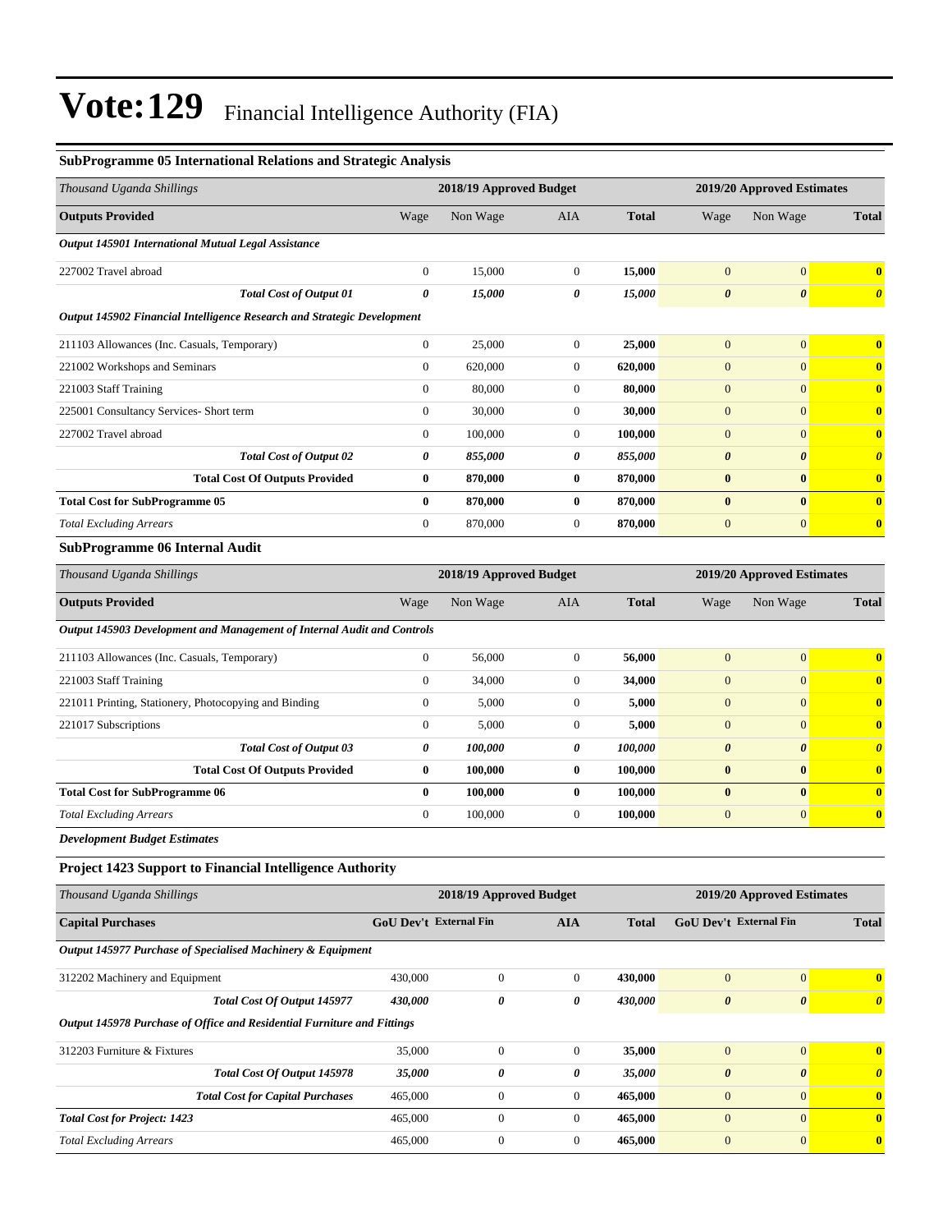# Vote:129 Financial Intelligence Authority (FIA)

### SubProgramme 05 International Relations and Strategic Analysis

| *Thousand Uganda Shillings* | 2018/19 Approved Budget | | | | 2019/20 Approved Estimates | | |
|---|---|---|---|---|---|---|---|
| **Outputs Provided** | Wage | Non Wage | AIA | **Total** | Wage | Non Wage | **Total** |
| ***Output 145901 International Mutual Legal Assistance*** | | | | | | | |
| 227002 Travel abroad | 0 | 15,000 | 0 | **15,000** | 0 | 0 | **0** |
| ***Total Cost of Output 01*** | ***0*** | ***15,000*** | ***0*** | ***15,000*** | ***0*** | ***0*** | ***0*** |
| ***Output 145902 Financial Intelligence Research and Strategic Development*** | | | | | | | |
| 211103 Allowances (Inc. Casuals, Temporary) | 0 | 25,000 | 0 | **25,000** | 0 | 0 | **0** |
| 221002 Workshops and Seminars | 0 | 620,000 | 0 | **620,000** | 0 | 0 | **0** |
| 221003 Staff Training | 0 | 80,000 | 0 | **80,000** | 0 | 0 | **0** |
| 225001 Consultancy Services- Short term | 0 | 30,000 | 0 | **30,000** | 0 | 0 | **0** |
| 227002 Travel abroad | 0 | 100,000 | 0 | **100,000** | 0 | 0 | **0** |
| ***Total Cost of Output 02*** | ***0*** | ***855,000*** | ***0*** | ***855,000*** | ***0*** | ***0*** | ***0*** |
| **Total Cost Of Outputs Provided** | **0** | **870,000** | **0** | **870,000** | **0** | **0** | **0** |
| **Total Cost for SubProgramme 05** | **0** | **870,000** | **0** | **870,000** | **0** | **0** | **0** |
| *Total Excluding Arrears* | 0 | 870,000 | 0 | **870,000** | 0 | 0 | **0** |

### SubProgramme 06 Internal Audit

| *Thousand Uganda Shillings* | 2018/19 Approved Budget | | | | 2019/20 Approved Estimates | | |
|---|---|---|---|---|---|---|---|
| **Outputs Provided** | Wage | Non Wage | AIA | **Total** | Wage | Non Wage | **Total** |
| ***Output 145903 Development and Management of Internal Audit and Controls*** | | | | | | | |
| 211103 Allowances (Inc. Casuals, Temporary) | 0 | 56,000 | 0 | **56,000** | 0 | 0 | **0** |
| 221003 Staff Training | 0 | 34,000 | 0 | **34,000** | 0 | 0 | **0** |
| 221011 Printing, Stationery, Photocopying and Binding | 0 | 5,000 | 0 | **5,000** | 0 | 0 | **0** |
| 221017 Subscriptions | 0 | 5,000 | 0 | **5,000** | 0 | 0 | **0** |
| ***Total Cost of Output 03*** | ***0*** | ***100,000*** | ***0*** | ***100,000*** | ***0*** | ***0*** | ***0*** |
| **Total Cost Of Outputs Provided** | **0** | **100,000** | **0** | **100,000** | **0** | **0** | **0** |
| **Total Cost for SubProgramme 06** | **0** | **100,000** | **0** | **100,000** | **0** | **0** | **0** |
| *Total Excluding Arrears* | 0 | 100,000 | 0 | **100,000** | 0 | 0 | **0** |

***Development Budget Estimates***

### Project 1423 Support to Financial Intelligence Authority

| *Thousand Uganda Shillings* | 2018/19 Approved Budget | | | | 2019/20 Approved Estimates | | |
|---|---|---|---|---|---|---|---|
| **Capital Purchases** | **GoU Dev't** | **External Fin** | **AIA** | **Total** | **GoU Dev't** | **External Fin** | **Total** |
| ***Output 145977 Purchase of Specialised Machinery & Equipment*** | | | | | | | |
| 312202 Machinery and Equipment | 430,000 | 0 | 0 | **430,000** | 0 | 0 | **0** |
| ***Total Cost Of Output 145977*** | ***430,000*** | ***0*** | ***0*** | ***430,000*** | ***0*** | ***0*** | ***0*** |
| ***Output 145978 Purchase of Office and Residential Furniture and Fittings*** | | | | | | | |
| 312203 Furniture & Fixtures | 35,000 | 0 | 0 | **35,000** | 0 | 0 | **0** |
| ***Total Cost Of Output 145978*** | ***35,000*** | ***0*** | ***0*** | ***35,000*** | ***0*** | ***0*** | ***0*** |
| ***Total Cost for Capital Purchases*** | 465,000 | 0 | 0 | **465,000** | 0 | 0 | **0** |
| ***Total Cost for Project: 1423*** | 465,000 | 0 | 0 | **465,000** | 0 | 0 | **0** |
| *Total Excluding Arrears* | 465,000 | 0 | 0 | **465,000** | 0 | 0 | **0** |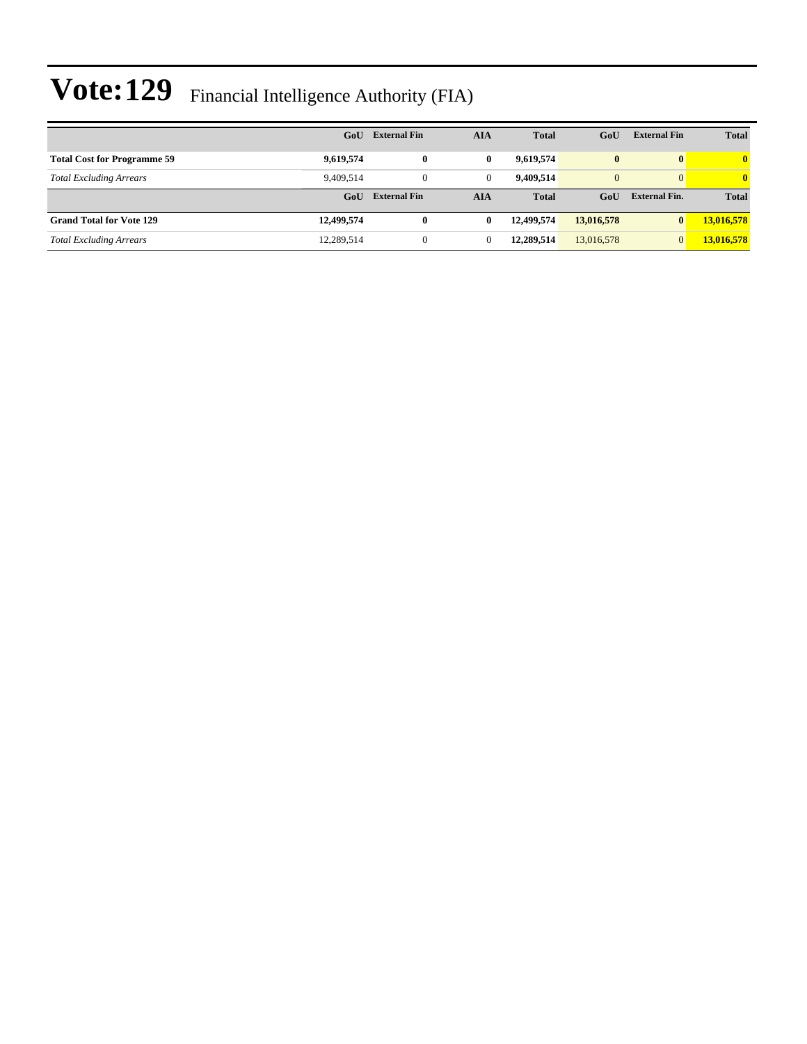# Vote:129 Financial Intelligence Authority (FIA)

| | GoU | External Fin | AIA | Total | GoU | External Fin | Total |
|---|---|---|---|---|---|---|---|
| **Total Cost for Programme 59** | **9,619,574** | **0** | **0** | **9,619,574** | **0** | **0** | **0** |
| *Total Excluding Arrears* | 9,409,514 | 0 | 0 | **9,409,514** | 0 | 0 | **0** |
| | **GoU** | **External Fin** | **AIA** | **Total** | **GoU** | **External Fin.** | **Total** |
| **Grand Total for Vote 129** | **12,499,574** | **0** | **0** | **12,499,574** | **13,016,578** | **0** | **13,016,578** |
| *Total Excluding Arrears* | 12,289,514 | 0 | 0 | **12,289,514** | 13,016,578 | 0 | **13,016,578** |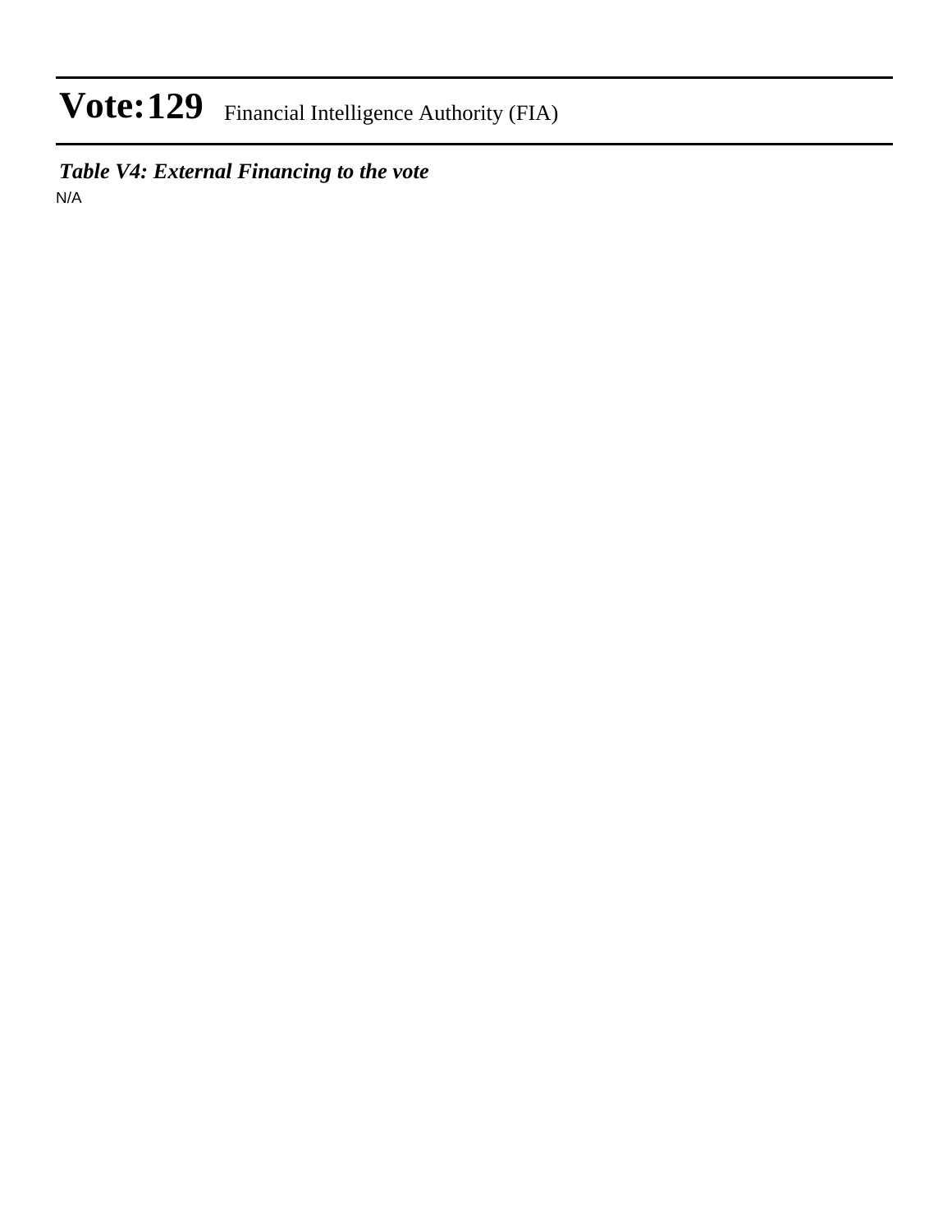# Vote:129 Financial Intelligence Authority (FIA)

***Table V4: External Financing to the vote***

N/A